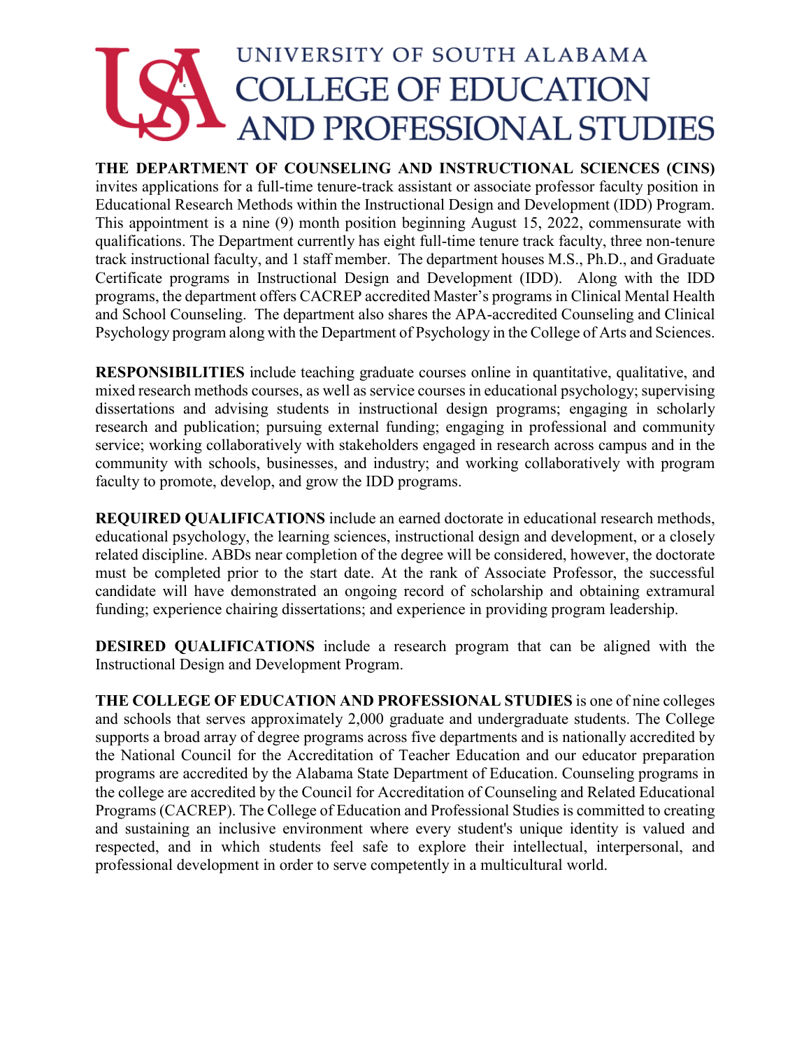# UNIVERSITY OF SOUTH ALABAMA
# COLLEGE OF EDUCATION AND PROFESSIONAL STUDIES

**THE DEPARTMENT OF COUNSELING AND INSTRUCTIONAL SCIENCES (CINS)** invites applications for a full-time tenure-track assistant or associate professor faculty position in Educational Research Methods within the Instructional Design and Development (IDD) Program. This appointment is a nine (9) month position beginning August 15, 2022, commensurate with qualifications. The Department currently has eight full-time tenure track faculty, three non-tenure track instructional faculty, and 1 staff member. The department houses M.S., Ph.D., and Graduate Certificate programs in Instructional Design and Development (IDD). Along with the IDD programs, the department offers CACREP accredited Master's programs in Clinical Mental Health and School Counseling. The department also shares the APA-accredited Counseling and Clinical Psychology program along with the Department of Psychology in the College of Arts and Sciences.

**RESPONSIBILITIES** include teaching graduate courses online in quantitative, qualitative, and mixed research methods courses, as well as service courses in educational psychology; supervising dissertations and advising students in instructional design programs; engaging in scholarly research and publication; pursuing external funding; engaging in professional and community service; working collaboratively with stakeholders engaged in research across campus and in the community with schools, businesses, and industry; and working collaboratively with program faculty to promote, develop, and grow the IDD programs.

**REQUIRED QUALIFICATIONS** include an earned doctorate in educational research methods, educational psychology, the learning sciences, instructional design and development, or a closely related discipline. ABDs near completion of the degree will be considered, however, the doctorate must be completed prior to the start date. At the rank of Associate Professor, the successful candidate will have demonstrated an ongoing record of scholarship and obtaining extramural funding; experience chairing dissertations; and experience in providing program leadership.

**DESIRED QUALIFICATIONS** include a research program that can be aligned with the Instructional Design and Development Program.

**THE COLLEGE OF EDUCATION AND PROFESSIONAL STUDIES** is one of nine colleges and schools that serves approximately 2,000 graduate and undergraduate students. The College supports a broad array of degree programs across five departments and is nationally accredited by the National Council for the Accreditation of Teacher Education and our educator preparation programs are accredited by the Alabama State Department of Education. Counseling programs in the college are accredited by the Council for Accreditation of Counseling and Related Educational Programs (CACREP). The College of Education and Professional Studies is committed to creating and sustaining an inclusive environment where every student's unique identity is valued and respected, and in which students feel safe to explore their intellectual, interpersonal, and professional development in order to serve competently in a multicultural world.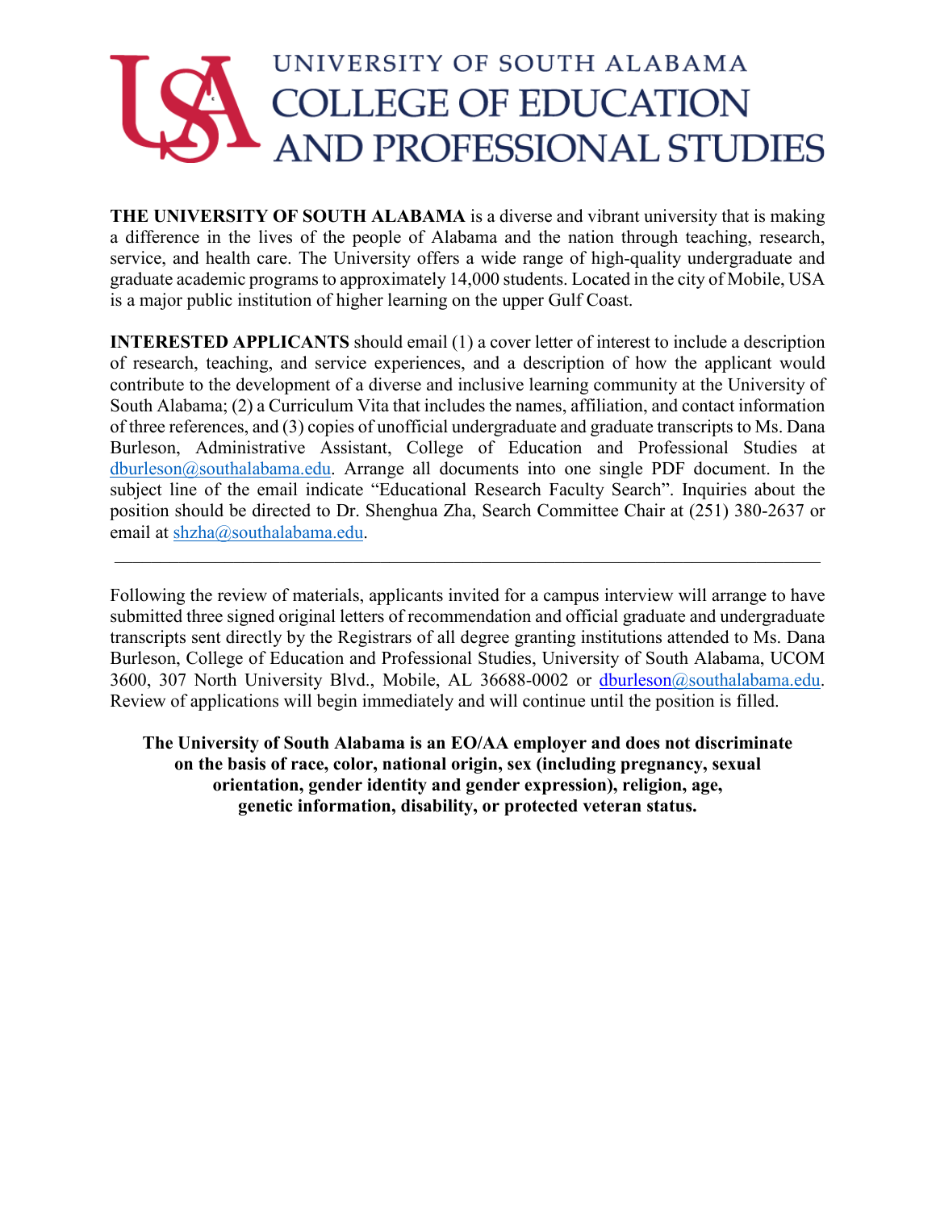# UNIVERSITY OF SOUTH ALABAMA COLLEGE OF EDUCATION AND PROFESSIONAL STUDIES

**THE UNIVERSITY OF SOUTH ALABAMA** is a diverse and vibrant university that is making a difference in the lives of the people of Alabama and the nation through teaching, research, service, and health care. The University offers a wide range of high-quality undergraduate and graduate academic programs to approximately 14,000 students. Located in the city of Mobile, USA is a major public institution of higher learning on the upper Gulf Coast.

**INTERESTED APPLICANTS** should email (1) a cover letter of interest to include a description of research, teaching, and service experiences, and a description of how the applicant would contribute to the development of a diverse and inclusive learning community at the University of South Alabama; (2) a Curriculum Vita that includes the names, affiliation, and contact information of three references, and (3) copies of unofficial undergraduate and graduate transcripts to Ms. Dana Burleson, Administrative Assistant, College of Education and Professional Studies at dburleson@southalabama.edu. Arrange all documents into one single PDF document. In the subject line of the email indicate "Educational Research Faculty Search". Inquiries about the position should be directed to Dr. Shenghua Zha, Search Committee Chair at (251) 380-2637 or email at shzha@southalabama.edu.

---

Following the review of materials, applicants invited for a campus interview will arrange to have submitted three signed original letters of recommendation and official graduate and undergraduate transcripts sent directly by the Registrars of all degree granting institutions attended to Ms. Dana Burleson, College of Education and Professional Studies, University of South Alabama, UCOM 3600, 307 North University Blvd., Mobile, AL 36688-0002 or dburleson@southalabama.edu. Review of applications will begin immediately and will continue until the position is filled.

**The University of South Alabama is an EO/AA employer and does not discriminate on the basis of race, color, national origin, sex (including pregnancy, sexual orientation, gender identity and gender expression), religion, age, genetic information, disability, or protected veteran status.**